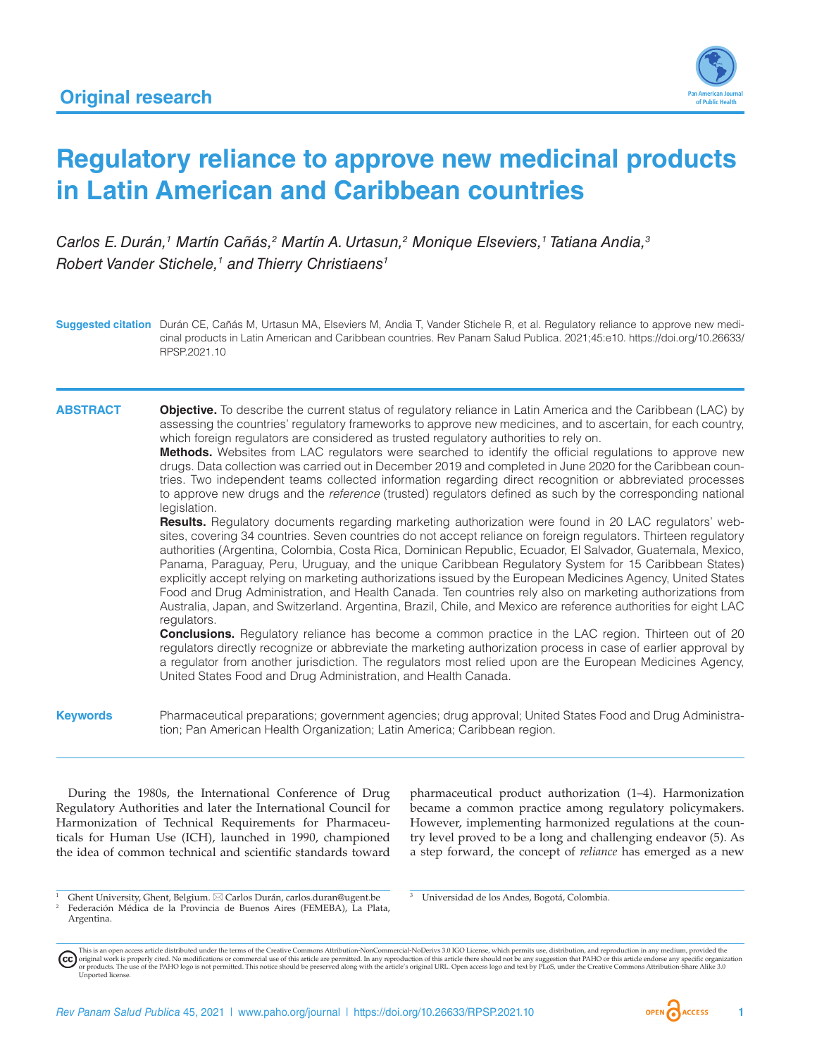Original research

# Regulatory reliance to approve new medicinal products in Latin American and Caribbean countries

*Carlos E. Durán,[1] Martín Cañás,[2] Martín A. Urtasun,[2] Monique Elseviers,[1] Tatiana Andia,[3] Robert Vander Stichele,[1] and Thierry Christiaens[1]*

**Suggested citation** Durán CE, Cañás M, Urtasun MA, Elseviers M, Andia T, Vander Stichele R, et al. Regulatory reliance to approve new medicinal products in Latin American and Caribbean countries. Rev Panam Salud Publica. 2021;45:e10. https://doi.org/10.26633/RPSP.2021.10

## ABSTRACT

**Objective.** To describe the current status of regulatory reliance in Latin America and the Caribbean (LAC) by assessing the countries' regulatory frameworks to approve new medicines, and to ascertain, for each country, which foreign regulators are considered as trusted regulatory authorities to rely on.

**Methods.** Websites from LAC regulators were searched to identify the official regulations to approve new drugs. Data collection was carried out in December 2019 and completed in June 2020 for the Caribbean countries. Two independent teams collected information regarding direct recognition or abbreviated processes to approve new drugs and the *reference* (trusted) regulators defined as such by the corresponding national legislation.

**Results.** Regulatory documents regarding marketing authorization were found in 20 LAC regulators' websites, covering 34 countries. Seven countries do not accept reliance on foreign regulators. Thirteen regulatory authorities (Argentina, Colombia, Costa Rica, Dominican Republic, Ecuador, El Salvador, Guatemala, Mexico, Panama, Paraguay, Peru, Uruguay, and the unique Caribbean Regulatory System for 15 Caribbean States) explicitly accept relying on marketing authorizations issued by the European Medicines Agency, United States Food and Drug Administration, and Health Canada. Ten countries rely also on marketing authorizations from Australia, Japan, and Switzerland. Argentina, Brazil, Chile, and Mexico are reference authorities for eight LAC regulators.

**Conclusions.** Regulatory reliance has become a common practice in the LAC region. Thirteen out of 20 regulators directly recognize or abbreviate the marketing authorization process in case of earlier approval by a regulator from another jurisdiction. The regulators most relied upon are the European Medicines Agency, United States Food and Drug Administration, and Health Canada.

**Keywords** Pharmaceutical preparations; government agencies; drug approval; United States Food and Drug Administration; Pan American Health Organization; Latin America; Caribbean region.

During the 1980s, the International Conference of Drug Regulatory Authorities and later the International Council for Harmonization of Technical Requirements for Pharmaceuticals for Human Use (ICH), launched in 1990, championed the idea of common technical and scientific standards toward pharmaceutical product authorization (1–4). Harmonization became a common practice among regulatory policymakers. However, implementing harmonized regulations at the country level proved to be a long and challenging endeavor (5). As a step forward, the concept of *reliance* has emerged as a new

[1] Ghent University, Ghent, Belgium. ✉ Carlos Durán, carlos.duran@ugent.be
[2] Federación Médica de la Provincia de Buenos Aires (FEMEBA), La Plata, Argentina.
[3] Universidad de los Andes, Bogotá, Colombia.

This is an open access article distributed under the terms of the Creative Commons Attribution-NonCommercial-NoDerivs 3.0 IGO License, which permits use, distribution, and reproduction in any medium, provided the original work is properly cited. No modifications or commercial use of this article are permitted. In any reproduction of this article there should not be any suggestion that PAHO or this article endorse any specific organization or products. The use of the PAHO logo is not permitted. This notice should be preserved along with the article's original URL. Open access logo and text by PLoS, under the Creative Commons Attribution-Share Alike 3.0 Unported license.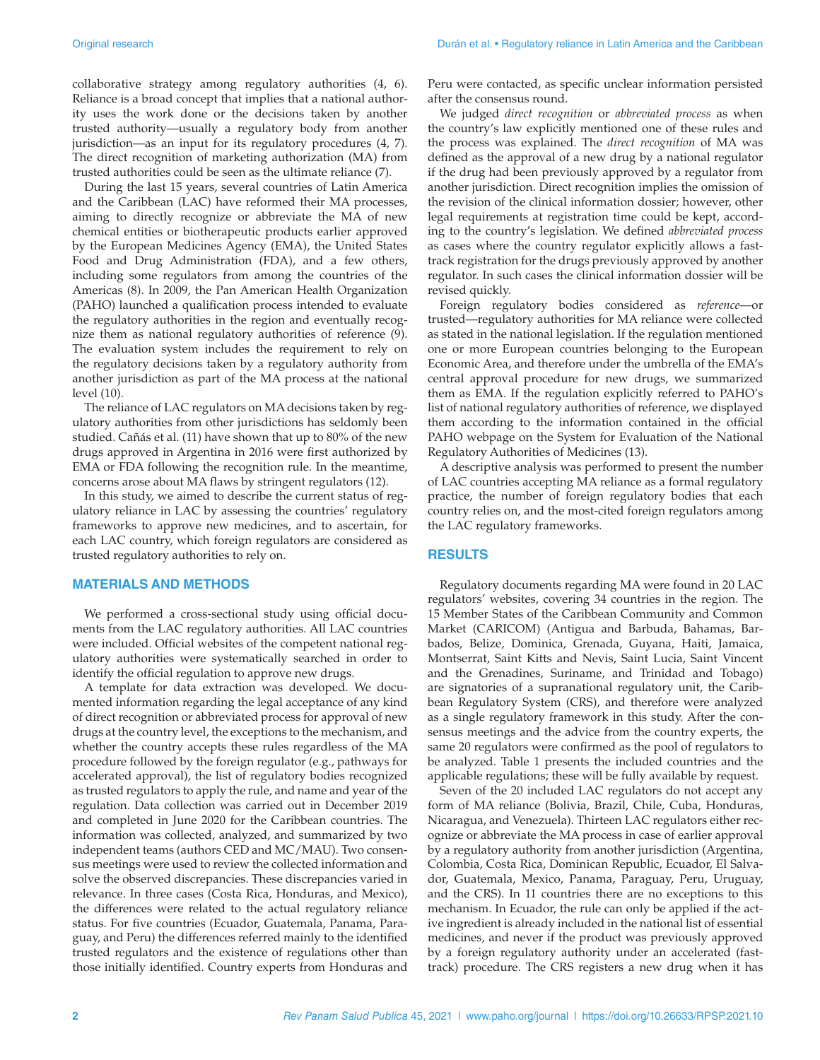collaborative strategy among regulatory authorities (4, 6). Reliance is a broad concept that implies that a national authority uses the work done or the decisions taken by another trusted authority—usually a regulatory body from another jurisdiction—as an input for its regulatory procedures (4, 7). The direct recognition of marketing authorization (MA) from trusted authorities could be seen as the ultimate reliance (7).

During the last 15 years, several countries of Latin America and the Caribbean (LAC) have reformed their MA processes, aiming to directly recognize or abbreviate the MA of new chemical entities or biotherapeutic products earlier approved by the European Medicines Agency (EMA), the United States Food and Drug Administration (FDA), and a few others, including some regulators from among the countries of the Americas (8). In 2009, the Pan American Health Organization (PAHO) launched a qualification process intended to evaluate the regulatory authorities in the region and eventually recognize them as national regulatory authorities of reference (9). The evaluation system includes the requirement to rely on the regulatory decisions taken by a regulatory authority from another jurisdiction as part of the MA process at the national level (10).

The reliance of LAC regulators on MA decisions taken by regulatory authorities from other jurisdictions has seldomly been studied. Cañás et al. (11) have shown that up to 80% of the new drugs approved in Argentina in 2016 were first authorized by EMA or FDA following the recognition rule. In the meantime, concerns arose about MA flaws by stringent regulators (12).

In this study, we aimed to describe the current status of regulatory reliance in LAC by assessing the countries' regulatory frameworks to approve new medicines, and to ascertain, for each LAC country, which foreign regulators are considered as trusted regulatory authorities to rely on.

## MATERIALS AND METHODS

We performed a cross-sectional study using official documents from the LAC regulatory authorities. All LAC countries were included. Official websites of the competent national regulatory authorities were systematically searched in order to identify the official regulation to approve new drugs.

A template for data extraction was developed. We documented information regarding the legal acceptance of any kind of direct recognition or abbreviated process for approval of new drugs at the country level, the exceptions to the mechanism, and whether the country accepts these rules regardless of the MA procedure followed by the foreign regulator (e.g., pathways for accelerated approval), the list of regulatory bodies recognized as trusted regulators to apply the rule, and name and year of the regulation. Data collection was carried out in December 2019 and completed in June 2020 for the Caribbean countries. The information was collected, analyzed, and summarized by two independent teams (authors CED and MC/MAU). Two consensus meetings were used to review the collected information and solve the observed discrepancies. These discrepancies varied in relevance. In three cases (Costa Rica, Honduras, and Mexico), the differences were related to the actual regulatory reliance status. For five countries (Ecuador, Guatemala, Panama, Paraguay, and Peru) the differences referred mainly to the identified trusted regulators and the existence of regulations other than those initially identified. Country experts from Honduras and Peru were contacted, as specific unclear information persisted after the consensus round.

We judged *direct recognition* or *abbreviated process* as when the country's law explicitly mentioned one of these rules and the process was explained. The *direct recognition* of MA was defined as the approval of a new drug by a national regulator if the drug had been previously approved by a regulator from another jurisdiction. Direct recognition implies the omission of the revision of the clinical information dossier; however, other legal requirements at registration time could be kept, according to the country's legislation. We defined *abbreviated process* as cases where the country regulator explicitly allows a fast-track registration for the drugs previously approved by another regulator. In such cases the clinical information dossier will be revised quickly.

Foreign regulatory bodies considered as *reference*—or trusted—regulatory authorities for MA reliance were collected as stated in the national legislation. If the regulation mentioned one or more European countries belonging to the European Economic Area, and therefore under the umbrella of the EMA's central approval procedure for new drugs, we summarized them as EMA. If the regulation explicitly referred to PAHO's list of national regulatory authorities of reference, we displayed them according to the information contained in the official PAHO webpage on the System for Evaluation of the National Regulatory Authorities of Medicines (13).

A descriptive analysis was performed to present the number of LAC countries accepting MA reliance as a formal regulatory practice, the number of foreign regulatory bodies that each country relies on, and the most-cited foreign regulators among the LAC regulatory frameworks.

## RESULTS

Regulatory documents regarding MA were found in 20 LAC regulators' websites, covering 34 countries in the region. The 15 Member States of the Caribbean Community and Common Market (CARICOM) (Antigua and Barbuda, Bahamas, Barbados, Belize, Dominica, Grenada, Guyana, Haiti, Jamaica, Montserrat, Saint Kitts and Nevis, Saint Lucia, Saint Vincent and the Grenadines, Suriname, and Trinidad and Tobago) are signatories of a supranational regulatory unit, the Caribbean Regulatory System (CRS), and therefore were analyzed as a single regulatory framework in this study. After the consensus meetings and the advice from the country experts, the same 20 regulators were confirmed as the pool of regulators to be analyzed. Table 1 presents the included countries and the applicable regulations; these will be fully available by request.

Seven of the 20 included LAC regulators do not accept any form of MA reliance (Bolivia, Brazil, Chile, Cuba, Honduras, Nicaragua, and Venezuela). Thirteen LAC regulators either recognize or abbreviate the MA process in case of earlier approval by a regulatory authority from another jurisdiction (Argentina, Colombia, Costa Rica, Dominican Republic, Ecuador, El Salvador, Guatemala, Mexico, Panama, Paraguay, Peru, Uruguay, and the CRS). In 11 countries there are no exceptions to this mechanism. In Ecuador, the rule can only be applied if the active ingredient is already included in the national list of essential medicines, and never if the product was previously approved by a foreign regulatory authority under an accelerated (fast-track) procedure. The CRS registers a new drug when it has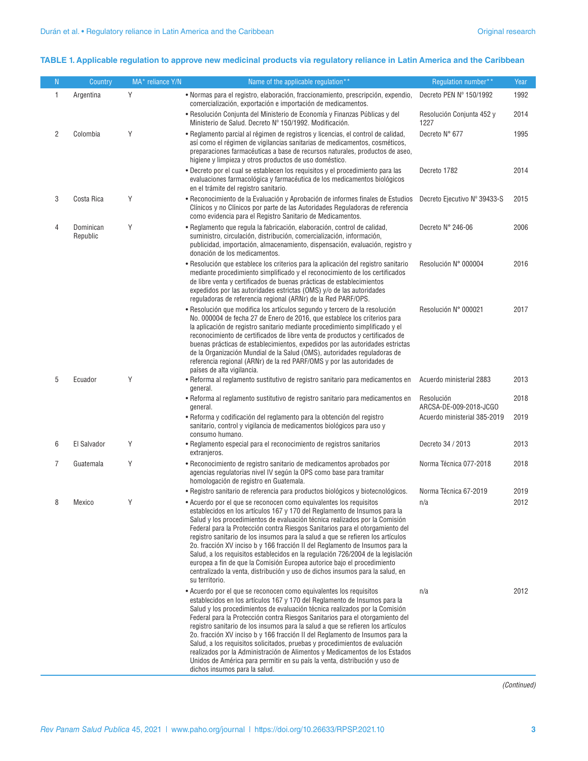**TABLE 1. Applicable regulation to approve new medicinal products via regulatory reliance in Latin America and the Caribbean**

| N | Country | MA* reliance Y/N | Name of the applicable regulation** | Regulation number** | Year |
|---|---|---|---|---|---|
| 1 | Argentina | Y | • Normas para el registro, elaboración, fraccionamiento, prescripción, expendio, comercialización, exportación e importación de medicamentos. | Decreto PEN Nº 150/1992 | 1992 |
| | | | • Resolución Conjunta del Ministerio de Economía y Finanzas Públicas y del Ministerio de Salud. Decreto Nº 150/1992. Modificación. | Resolución Conjunta 452 y 1227 | 2014 |
| 2 | Colombia | Y | • Reglamento parcial al régimen de registros y licencias, el control de calidad, así como el régimen de vigilancias sanitarias de medicamentos, cosméticos, preparaciones farmacéuticas a base de recursos naturales, productos de aseo, higiene y limpieza y otros productos de uso doméstico. | Decreto N° 677 | 1995 |
| | | | • Decreto por el cual se establecen los requisitos y el procedimiento para las evaluaciones farmacológica y farmacéutica de los medicamentos biológicos en el trámite del registro sanitario. | Decreto 1782 | 2014 |
| 3 | Costa Rica | Y | • Reconocimiento de la Evaluación y Aprobación de informes finales de Estudios Clínicos y no Clínicos por parte de las Autoridades Reguladoras de referencia como evidencia para el Registro Sanitario de Medicamentos. | Decreto Ejecutivo Nº 39433-S | 2015 |
| 4 | Dominican Republic | Y | • Reglamento que regula la fabricación, elaboración, control de calidad, suministro, circulación, distribución, comercialización, información, publicidad, importación, almacenamiento, dispensación, evaluación, registro y donación de los medicamentos. | Decreto N° 246-06 | 2006 |
| | | | • Resolución que establece los criterios para la aplicación del registro sanitario mediante procedimiento simplificado y el reconocimiento de los certificados de libre venta y certificados de buenas prácticas de establecimientos expedidos por las autoridades estrictas (OMS) y/o de las autoridades reguladoras de referencia regional (ARNr) de la Red PARF/OPS. | Resolución N° 000004 | 2016 |
| | | | • Resolución que modifica los artículos segundo y tercero de la resolución No. 000004 de fecha 27 de Enero de 2016, que establece los criterios para la aplicación de registro sanitario mediante procedimiento simplificado y el reconocimiento de certificados de libre venta de productos y certificados de buenas prácticas de establecimientos, expedidos por las autoridades estrictas de la Organización Mundial de la Salud (OMS), autoridades reguladoras de referencia regional (ARNr) de la red PARF/OMS y por las autoridades de países de alta vigilancia. | Resolución N° 000021 | 2017 |
| 5 | Ecuador | Y | • Reforma al reglamento sustitutivo de registro sanitario para medicamentos en general. | Acuerdo ministerial 2883 | 2013 |
| | | | • Reforma al reglamento sustitutivo de registro sanitario para medicamentos en general. | Resolución ARCSA-DE-009-2018-JCGO | 2018 |
| | | | • Reforma y codificación del reglamento para la obtención del registro sanitario, control y vigilancia de medicamentos biológicos para uso y consumo humano. | Acuerdo ministerial 385-2019 | 2019 |
| 6 | El Salvador | Y | • Reglamento especial para el reconocimiento de registros sanitarios extranjeros. | Decreto 34 / 2013 | 2013 |
| 7 | Guatemala | Y | • Reconocimiento de registro sanitario de medicamentos aprobados por agencias regulatorias nivel IV según la OPS como base para tramitar homologación de registro en Guatemala. | Norma Técnica 077-2018 | 2018 |
| | | | • Registro sanitario de referencia para productos biológicos y biotecnológicos. | Norma Técnica 67-2019 | 2019 |
| 8 | Mexico | Y | • Acuerdo por el que se reconocen como equivalentes los requisitos establecidos en los artículos 167 y 170 del Reglamento de Insumos para la Salud y los procedimientos de evaluación técnica realizados por la Comisión Federal para la Protección contra Riesgos Sanitarios para el otorgamiento del registro sanitario de los insumos para la salud a que se refieren los artículos 2o. fracción XV inciso b y 166 fracción II del Reglamento de Insumos para la Salud, a los requisitos establecidos en la regulación 726/2004 de la legislación europea a fin de que la Comisión Europea autorice bajo el procedimiento centralizado la venta, distribución y uso de dichos insumos para la salud, en su territorio. | n/a | 2012 |
| | | | • Acuerdo por el que se reconocen como equivalentes los requisitos establecidos en los artículos 167 y 170 del Reglamento de Insumos para la Salud y los procedimientos de evaluación técnica realizados por la Comisión Federal para la Protección contra Riesgos Sanitarios para el otorgamiento del registro sanitario de los insumos para la salud a que se refieren los artículos 2o. fracción XV inciso b y 166 fracción II del Reglamento de Insumos para la Salud, a los requisitos solicitados, pruebas y procedimientos de evaluación realizados por la Administración de Alimentos y Medicamentos de los Estados Unidos de América para permitir en su país la venta, distribución y uso de dichos insumos para la salud. | n/a | 2012 |

*(Continued)*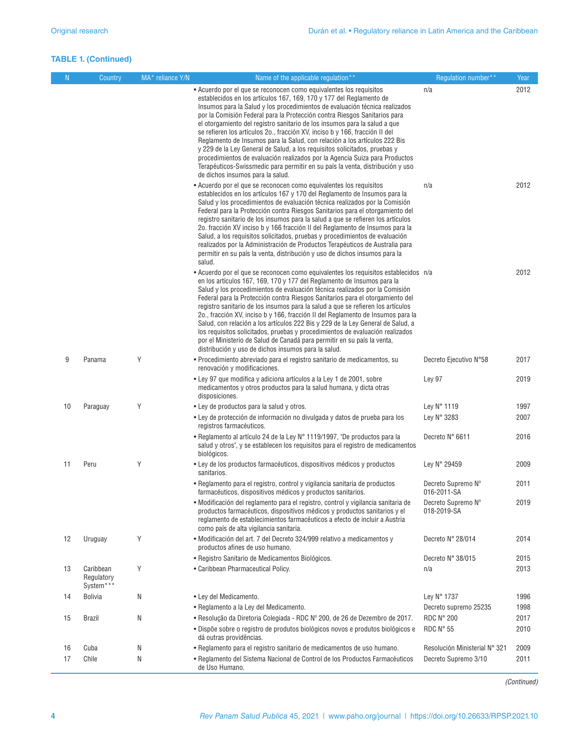**TABLE 1. (Continued)**

| N | Country | MA* reliance Y/N | Name of the applicable regulation** | Regulation number** | Year |
|---|---|---|---|---|---|
| | | | • Acuerdo por el que se reconocen como equivalentes los requisitos establecidos en los artículos 167, 169, 170 y 177 del Reglamento de Insumos para la Salud y los procedimientos de evaluación técnica realizados por la Comisión Federal para la Protección contra Riesgos Sanitarios para el otorgamiento del registro sanitario de los insumos para la salud a que se refieren los artículos 2o., fracción XV, inciso b y 166, fracción II del Reglamento de Insumos para la Salud, con relación a los artículos 222 Bis y 229 de la Ley General de Salud, a los requisitos solicitados, pruebas y procedimientos de evaluación realizados por la Agencia Suiza para Productos Terapéuticos-Swissmedic para permitir en su país la venta, distribución y uso de dichos insumos para la salud. | n/a | 2012 |
| | | | • Acuerdo por el que se reconocen como equivalentes los requisitos establecidos en los artículos 167 y 170 del Reglamento de Insumos para la Salud y los procedimientos de evaluación técnica realizados por la Comisión Federal para la Protección contra Riesgos Sanitarios para el otorgamiento del registro sanitario de los insumos para la salud a que se refieren los artículos 2o. fracción XV inciso b y 166 fracción II del Reglamento de Insumos para la Salud, a los requisitos solicitados, pruebas y procedimientos de evaluación realizados por la Administración de Productos Terapéuticos de Australia para permitir en su país la venta, distribución y uso de dichos insumos para la salud. | n/a | 2012 |
| | | | • Acuerdo por el que se reconocen como equivalentes los requisitos establecidos en los artículos 167, 169, 170 y 177 del Reglamento de Insumos para la Salud y los procedimientos de evaluación técnica realizados por la Comisión Federal para la Protección contra Riesgos Sanitarios para el otorgamiento del registro sanitario de los insumos para la salud a que se refieren los artículos 2o., fracción XV, inciso b y 166, fracción II del Reglamento de Insumos para la Salud, con relación a los artículos 222 Bis y 229 de la Ley General de Salud, a los requisitos solicitados, pruebas y procedimientos de evaluación realizados por el Ministerio de Salud de Canadá para permitir en su país la venta, distribución y uso de dichos insumos para la salud. | n/a | 2012 |
| 9 | Panama | Y | • Procedimiento abreviado para el registro sanitario de medicamentos, su renovación y modificaciones. | Decreto Ejecutivo N°58 | 2017 |
| | | | • Ley 97 que modifica y adiciona artículos a la Ley 1 de 2001, sobre medicamentos y otros productos para la salud humana, y dicta otras disposiciones. | Ley 97 | 2019 |
| 10 | Paraguay | Y | • Ley de productos para la salud y otros. | Ley N° 1119 | 1997 |
| | | | • Ley de protección de información no divulgada y datos de prueba para los registros farmacéuticos. | Ley N° 3283 | 2007 |
| | | | • Reglamento al artículo 24 de la Ley N° 1119/1997, "De productos para la salud y otros", y se establecen los requisitos para el registro de medicamentos biológicos. | Decreto N° 6611 | 2016 |
| 11 | Peru | Y | • Ley de los productos farmacéuticos, dispositivos médicos y productos sanitarios. | Ley N° 29459 | 2009 |
| | | | • Reglamento para el registro, control y vigilancia sanitaria de productos farmacéuticos, dispositivos médicos y productos sanitarios. | Decreto Supremo N° 016-2011-SA | 2011 |
| | | | • Modificación del reglamento para el registro, control y vigilancia sanitaria de productos farmacéuticos, dispositivos médicos y productos sanitarios y el reglamento de establecimientos farmacéuticos a efecto de incluir a Austria como país de alta vigilancia sanitaria. | Decreto Supremo N° 018-2019-SA | 2019 |
| 12 | Uruguay | Y | • Modificación del art. 7 del Decreto 324/999 relativo a medicamentos y productos afines de uso humano. | Decreto N° 28/014 | 2014 |
| | | | • Registro Sanitario de Medicamentos Biológicos. | Decreto N° 38/015 | 2015 |
| 13 | Caribbean Regulatory System*** | Y | • Caribbean Pharmaceutical Policy. | n/a | 2013 |
| 14 | Bolivia | N | • Ley del Medicamento. | Ley N° 1737 | 1996 |
| | | | • Reglamento a la Ley del Medicamento. | Decreto supremo 25235 | 1998 |
| 15 | Brazil | N | • Resolução da Diretoria Colegiada - RDC N° 200, de 26 de Dezembro de 2017. | RDC N° 200 | 2017 |
| | | | • Dispõe sobre o registro de produtos biológicos novos e produtos biológicos e dá outras providências. | RDC N° 55 | 2010 |
| 16 | Cuba | N | • Reglamento para el registro sanitario de medicamentos de uso humano. | Resolución Ministerial N° 321 | 2009 |
| 17 | Chile | N | • Reglamento del Sistema Nacional de Control de los Productos Farmacéuticos de Uso Humano. | Decreto Supremo 3/10 | 2011 |

*(Continued)*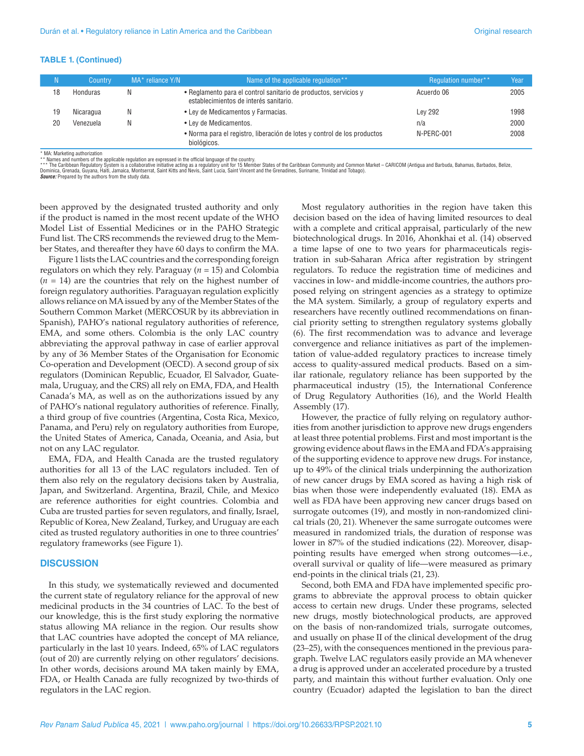**TABLE 1. (Continued)**

| N | Country | MA* reliance Y/N | Name of the applicable regulation** | Regulation number** | Year |
|---|---|---|---|---|---|
| 18 | Honduras | N | • Reglamento para el control sanitario de productos, servicios y establecimientos de interés sanitario. | Acuerdo 06 | 2005 |
| 19 | Nicaragua | N | • Ley de Medicamentos y Farmacias. | Ley 292 | 1998 |
| 20 | Venezuela | N | • Ley de Medicamentos. | n/a | 2000 |
| | | | • Norma para el registro, liberación de lotes y control de los productos biológicos. | N-PERC-001 | 2008 |

\* MA: Marketing authorization
** Names and numbers of the applicable regulation are expressed in the official language of the country.
*** The Caribbean Regulatory System is a collaborative initiative acting as a regulatory unit for 15 Member States of the Caribbean Community and Common Market – CARICOM (Antigua and Barbuda, Bahamas, Barbados, Belize, Dominica, Grenada, Guyana, Haiti, Jamaica, Montserrat, Saint Kitts and Nevis, Saint Lucia, Saint Vincent and the Grenadines, Suriname, Trinidad and Tobago).
***Source:*** Prepared by the authors from the study data.

been approved by the designated trusted authority and only if the product is named in the most recent update of the WHO Model List of Essential Medicines or in the PAHO Strategic Fund list. The CRS recommends the reviewed drug to the Member States, and thereafter they have 60 days to confirm the MA.

Figure 1 lists the LAC countries and the corresponding foreign regulators on which they rely. Paraguay (*n* = 15) and Colombia (*n* = 14) are the countries that rely on the highest number of foreign regulatory authorities. Paraguayan regulation explicitly allows reliance on MA issued by any of the Member States of the Southern Common Market (MERCOSUR by its abbreviation in Spanish), PAHO's national regulatory authorities of reference, EMA, and some others. Colombia is the only LAC country abbreviating the approval pathway in case of earlier approval by any of 36 Member States of the Organisation for Economic Co-operation and Development (OECD). A second group of six regulators (Dominican Republic, Ecuador, El Salvador, Guatemala, Uruguay, and the CRS) all rely on EMA, FDA, and Health Canada's MA, as well as on the authorizations issued by any of PAHO's national regulatory authorities of reference. Finally, a third group of five countries (Argentina, Costa Rica, Mexico, Panama, and Peru) rely on regulatory authorities from Europe, the United States of America, Canada, Oceania, and Asia, but not on any LAC regulator.

EMA, FDA, and Health Canada are the trusted regulatory authorities for all 13 of the LAC regulators included. Ten of them also rely on the regulatory decisions taken by Australia, Japan, and Switzerland. Argentina, Brazil, Chile, and Mexico are reference authorities for eight countries. Colombia and Cuba are trusted parties for seven regulators, and finally, Israel, Republic of Korea, New Zealand, Turkey, and Uruguay are each cited as trusted regulatory authorities in one to three countries' regulatory frameworks (see Figure 1).

## DISCUSSION

In this study, we systematically reviewed and documented the current state of regulatory reliance for the approval of new medicinal products in the 34 countries of LAC. To the best of our knowledge, this is the first study exploring the normative status allowing MA reliance in the region. Our results show that LAC countries have adopted the concept of MA reliance, particularly in the last 10 years. Indeed, 65% of LAC regulators (out of 20) are currently relying on other regulators' decisions. In other words, decisions around MA taken mainly by EMA, FDA, or Health Canada are fully recognized by two-thirds of regulators in the LAC region.

Most regulatory authorities in the region have taken this decision based on the idea of having limited resources to deal with a complete and critical appraisal, particularly of the new biotechnological drugs. In 2016, Ahonkhai et al. (14) observed a time lapse of one to two years for pharmaceuticals registration in sub-Saharan Africa after registration by stringent regulators. To reduce the registration time of medicines and vaccines in low- and middle-income countries, the authors proposed relying on stringent agencies as a strategy to optimize the MA system. Similarly, a group of regulatory experts and researchers have recently outlined recommendations on financial priority setting to strengthen regulatory systems globally (6). The first recommendation was to advance and leverage convergence and reliance initiatives as part of the implementation of value-added regulatory practices to increase timely access to quality-assured medical products. Based on a similar rationale, regulatory reliance has been supported by the pharmaceutical industry (15), the International Conference of Drug Regulatory Authorities (16), and the World Health Assembly (17).

However, the practice of fully relying on regulatory authorities from another jurisdiction to approve new drugs engenders at least three potential problems. First and most important is the growing evidence about flaws in the EMA and FDA's appraising of the supporting evidence to approve new drugs. For instance, up to 49% of the clinical trials underpinning the authorization of new cancer drugs by EMA scored as having a high risk of bias when those were independently evaluated (18). EMA as well as FDA have been approving new cancer drugs based on surrogate outcomes (19), and mostly in non-randomized clinical trials (20, 21). Whenever the same surrogate outcomes were measured in randomized trials, the duration of response was lower in 87% of the studied indications (22). Moreover, disappointing results have emerged when strong outcomes—i.e., overall survival or quality of life—were measured as primary end-points in the clinical trials (21, 23).

Second, both EMA and FDA have implemented specific programs to abbreviate the approval process to obtain quicker access to certain new drugs. Under these programs, selected new drugs, mostly biotechnological products, are approved on the basis of non-randomized trials, surrogate outcomes, and usually on phase II of the clinical development of the drug (23–25), with the consequences mentioned in the previous paragraph. Twelve LAC regulators easily provide an MA whenever a drug is approved under an accelerated procedure by a trusted party, and maintain this without further evaluation. Only one country (Ecuador) adapted the legislation to ban the direct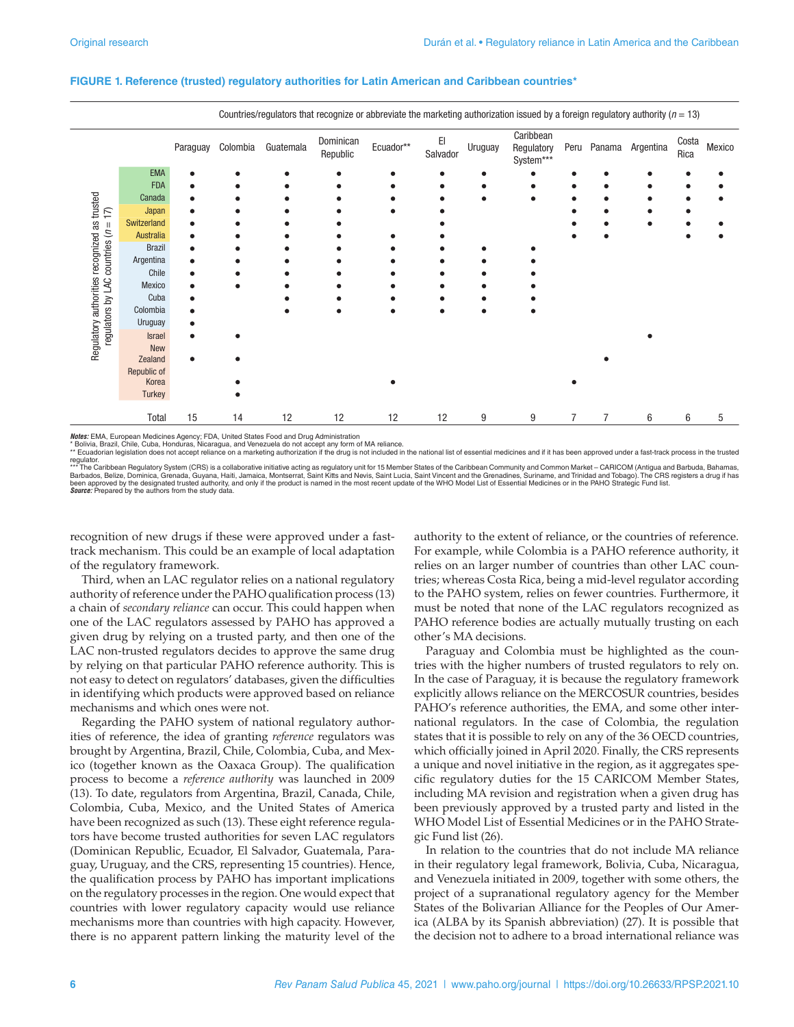**FIGURE 1. Reference (trusted) regulatory authorities for Latin American and Caribbean countries***

| Regulatory authorities recognized as trusted regulators by LAC countries (n = 17) | Countries/regulators that recognize or abbreviate the marketing authorization issued by a foreign regulatory authority (n = 13) | | | | | | | | | | | | |
|---|---|---|---|---|---|---|---|---|---|---|---|---|---|
| | Paraguay | Colombia | Guatemala | Dominican Republic | Ecuador** | El Salvador | Uruguay | Caribbean Regulatory System*** | Peru | Panama | Argentina | Costa Rica | Mexico |
| EMA | • | • | • | • | • | • | • | • | • | • | • | • | • |
| FDA | • | • | • | • | • | • | • | • | • | • | • | • | • |
| Canada | • | • | • | • | • | • | • | • | • | • | • | • | • |
| Japan | • | • | • | • | • | • | | | • | • | • | • | |
| Switzerland | • | • | • | • | | • | | | • | • | • | • | • |
| Australia | • | • | • | • | • | • | | | • | • | | • | • |
| Brazil | • | • | • | • | • | • | • | • | | | | | |
| Argentina | • | • | • | • | • | • | • | • | | | | | |
| Chile | • | • | • | • | • | • | • | • | | | | | |
| Mexico | • | • | • | • | • | • | • | • | | | | | |
| Cuba | • | | • | • | • | • | • | • | | | | | |
| Colombia | • | | • | • | • | • | • | • | | | | | |
| Uruguay | • | | | | | | | | | | | | |
| Israel | • | • | | | | | | | | | • | | |
| New Zealand | • | • | | | | | | | | • | | | |
| Republic of Korea | | • | | | • | | | | • | | | | |
| Turkey | | • | | | | | | | | | | | |
| Total | 15 | 14 | 12 | 12 | 12 | 12 | 9 | 9 | 7 | 7 | 6 | 6 | 5 |

***Notes:*** EMA, European Medicines Agency; FDA, United States Food and Drug Administration
\* Bolivia, Brazil, Chile, Cuba, Honduras, Nicaragua, and Venezuela do not accept any form of MA reliance.
\*\* Ecuadorian legislation does not accept reliance on a marketing authorization if the drug is not included in the national list of essential medicines and if it has been approved under a fast-track process in the trusted regulator.
\*\*\* The Caribbean Regulatory System (CRS) is a collaborative initiative acting as regulatory unit for 15 Member States of the Caribbean Community and Common Market – CARICOM (Antigua and Barbuda, Bahamas, Barbados, Belize, Dominica, Grenada, Guyana, Haiti, Jamaica, Montserrat, Saint Kitts and Nevis, Saint Lucia, Saint Vincent and the Grenadines, Suriname, and Trinidad and Tobago). The CRS registers a drug if has been approved by the designated trusted authority, and only if the product is named in the most recent update of the WHO Model List of Essential Medicines or in the PAHO Strategic Fund list.
***Source:*** Prepared by the authors from the study data.

recognition of new drugs if these were approved under a fast-track mechanism. This could be an example of local adaptation of the regulatory framework.

Third, when an LAC regulator relies on a national regulatory authority of reference under the PAHO qualification process (13) a chain of *secondary reliance* can occur. This could happen when one of the LAC regulators assessed by PAHO has approved a given drug by relying on a trusted party, and then one of the LAC non-trusted regulators decides to approve the same drug by relying on that particular PAHO reference authority. This is not easy to detect on regulators' databases, given the difficulties in identifying which products were approved based on reliance mechanisms and which ones were not.

Regarding the PAHO system of national regulatory authorities of reference, the idea of granting *reference* regulators was brought by Argentina, Brazil, Chile, Colombia, Cuba, and Mexico (together known as the Oaxaca Group). The qualification process to become a *reference authority* was launched in 2009 (13). To date, regulators from Argentina, Brazil, Canada, Chile, Colombia, Cuba, Mexico, and the United States of America have been recognized as such (13). These eight reference regulators have become trusted authorities for seven LAC regulators (Dominican Republic, Ecuador, El Salvador, Guatemala, Paraguay, Uruguay, and the CRS, representing 15 countries). Hence, the qualification process by PAHO has important implications on the regulatory processes in the region. One would expect that countries with lower regulatory capacity would use reliance mechanisms more than countries with high capacity. However, there is no apparent pattern linking the maturity level of the authority to the extent of reliance, or the countries of reference. For example, while Colombia is a PAHO reference authority, it relies on an larger number of countries than other LAC countries; whereas Costa Rica, being a mid-level regulator according to the PAHO system, relies on fewer countries. Furthermore, it must be noted that none of the LAC regulators recognized as PAHO reference bodies are actually mutually trusting on each other's MA decisions.

Paraguay and Colombia must be highlighted as the countries with the higher numbers of trusted regulators to rely on. In the case of Paraguay, it is because the regulatory framework explicitly allows reliance on the MERCOSUR countries, besides PAHO's reference authorities, the EMA, and some other international regulators. In the case of Colombia, the regulation states that it is possible to rely on any of the 36 OECD countries, which officially joined in April 2020. Finally, the CRS represents a unique and novel initiative in the region, as it aggregates specific regulatory duties for the 15 CARICOM Member States, including MA revision and registration when a given drug has been previously approved by a trusted party and listed in the WHO Model List of Essential Medicines or in the PAHO Strategic Fund list (26).

In relation to the countries that do not include MA reliance in their regulatory legal framework, Bolivia, Cuba, Nicaragua, and Venezuela initiated in 2009, together with some others, the project of a supranational regulatory agency for the Member States of the Bolivarian Alliance for the Peoples of Our America (ALBA by its Spanish abbreviation) (27). It is possible that the decision not to adhere to a broad international reliance was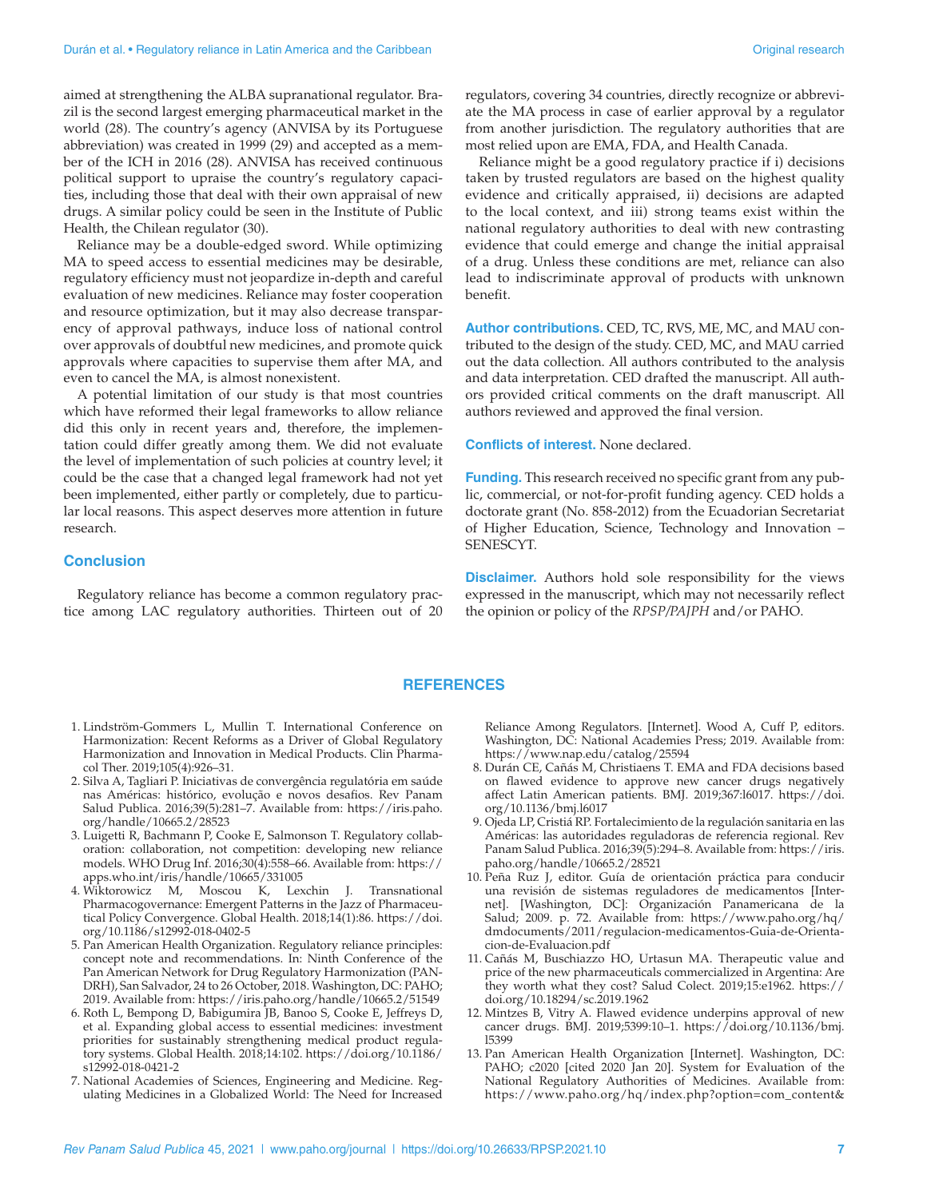aimed at strengthening the ALBA supranational regulator. Brazil is the second largest emerging pharmaceutical market in the world (28). The country's agency (ANVISA by its Portuguese abbreviation) was created in 1999 (29) and accepted as a member of the ICH in 2016 (28). ANVISA has received continuous political support to upraise the country's regulatory capacities, including those that deal with their own appraisal of new drugs. A similar policy could be seen in the Institute of Public Health, the Chilean regulator (30).

Reliance may be a double-edged sword. While optimizing MA to speed access to essential medicines may be desirable, regulatory efficiency must not jeopardize in-depth and careful evaluation of new medicines. Reliance may foster cooperation and resource optimization, but it may also decrease transparency of approval pathways, induce loss of national control over approvals of doubtful new medicines, and promote quick approvals where capacities to supervise them after MA, and even to cancel the MA, is almost nonexistent.

A potential limitation of our study is that most countries which have reformed their legal frameworks to allow reliance did this only in recent years and, therefore, the implementation could differ greatly among them. We did not evaluate the level of implementation of such policies at country level; it could be the case that a changed legal framework had not yet been implemented, either partly or completely, due to particular local reasons. This aspect deserves more attention in future research.

## Conclusion

Regulatory reliance has become a common regulatory practice among LAC regulatory authorities. Thirteen out of 20 regulators, covering 34 countries, directly recognize or abbreviate the MA process in case of earlier approval by a regulator from another jurisdiction. The regulatory authorities that are most relied upon are EMA, FDA, and Health Canada.

Reliance might be a good regulatory practice if i) decisions taken by trusted regulators are based on the highest quality evidence and critically appraised, ii) decisions are adapted to the local context, and iii) strong teams exist within the national regulatory authorities to deal with new contrasting evidence that could emerge and change the initial appraisal of a drug. Unless these conditions are met, reliance can also lead to indiscriminate approval of products with unknown benefit.

**Author contributions.** CED, TC, RVS, ME, MC, and MAU contributed to the design of the study. CED, MC, and MAU carried out the data collection. All authors contributed to the analysis and data interpretation. CED drafted the manuscript. All authors provided critical comments on the draft manuscript. All authors reviewed and approved the final version.

**Conflicts of interest.** None declared.

**Funding.** This research received no specific grant from any public, commercial, or not-for-profit funding agency. CED holds a doctorate grant (No. 858-2012) from the Ecuadorian Secretariat of Higher Education, Science, Technology and Innovation – SENESCYT.

**Disclaimer.** Authors hold sole responsibility for the views expressed in the manuscript, which may not necessarily reflect the opinion or policy of the *RPSP/PAJPH* and/or PAHO.

## REFERENCES

1. Lindström-Gommers L, Mullin T. International Conference on Harmonization: Recent Reforms as a Driver of Global Regulatory Harmonization and Innovation in Medical Products. Clin Pharmacol Ther. 2019;105(4):926–31.
2. Silva A, Tagliari P. Iniciativas de convergência regulatória em saúde nas Américas: histórico, evolução e novos desafios. Rev Panam Salud Publica. 2016;39(5):281–7. Available from: https://iris.paho.org/handle/10665.2/28523
3. Luigetti R, Bachmann P, Cooke E, Salmonson T. Regulatory collaboration: collaboration, not competition: developing new reliance models. WHO Drug Inf. 2016;30(4):558–66. Available from: https://apps.who.int/iris/handle/10665/331005
4. Wiktorowicz M, Moscou K, Lexchin J. Transnational Pharmacogovernance: Emergent Patterns in the Jazz of Pharmaceutical Policy Convergence. Global Health. 2018;14(1):86. https://doi.org/10.1186/s12992-018-0402-5
5. Pan American Health Organization. Regulatory reliance principles: concept note and recommendations. In: Ninth Conference of the Pan American Network for Drug Regulatory Harmonization (PANDRH), San Salvador, 24 to 26 October, 2018. Washington, DC: PAHO; 2019. Available from: https://iris.paho.org/handle/10665.2/51549
6. Roth L, Bempong D, Babigumira JB, Banoo S, Cooke E, Jeffreys D, et al. Expanding global access to essential medicines: investment priorities for sustainably strengthening medical product regulatory systems. Global Health. 2018;14:102. https://doi.org/10.1186/s12992-018-0421-2
7. National Academies of Sciences, Engineering and Medicine. Regulating Medicines in a Globalized World: The Need for Increased Reliance Among Regulators. [Internet]. Wood A, Cuff P, editors. Washington, DC: National Academies Press; 2019. Available from: https://www.nap.edu/catalog/25594
8. Durán CE, Cañás M, Christiaens T. EMA and FDA decisions based on flawed evidence to approve new cancer drugs negatively affect Latin American patients. BMJ. 2019;367:l6017. https://doi.org/10.1136/bmj.l6017
9. Ojeda LP, Cristiá RP. Fortalecimiento de la regulación sanitaria en las Américas: las autoridades reguladoras de referencia regional. Rev Panam Salud Publica. 2016;39(5):294–8. Available from: https://iris.paho.org/handle/10665.2/28521
10. Peña Ruz J, editor. Guía de orientación práctica para conducir una revisión de sistemas reguladores de medicamentos [Internet]. [Washington, DC]: Organización Panamericana de la Salud; 2009. p. 72. Available from: https://www.paho.org/hq/dmdocuments/2011/regulacion-medicamentos-Guia-de-Orientacion-de-Evaluacion.pdf
11. Cañás M, Buschiazzo HO, Urtasun MA. Therapeutic value and price of the new pharmaceuticals commercialized in Argentina: Are they worth what they cost? Salud Colect. 2019;15:e1962. https://doi.org/10.18294/sc.2019.1962
12. Mintzes B, Vitry A. Flawed evidence underpins approval of new cancer drugs. BMJ. 2019;5399:10–1. https://doi.org/10.1136/bmj.l5399
13. Pan American Health Organization [Internet]. Washington, DC: PAHO; c2020 [cited 2020 Jan 20]. System for Evaluation of the National Regulatory Authorities of Medicines. Available from: https://www.paho.org/hq/index.php?option=com_content&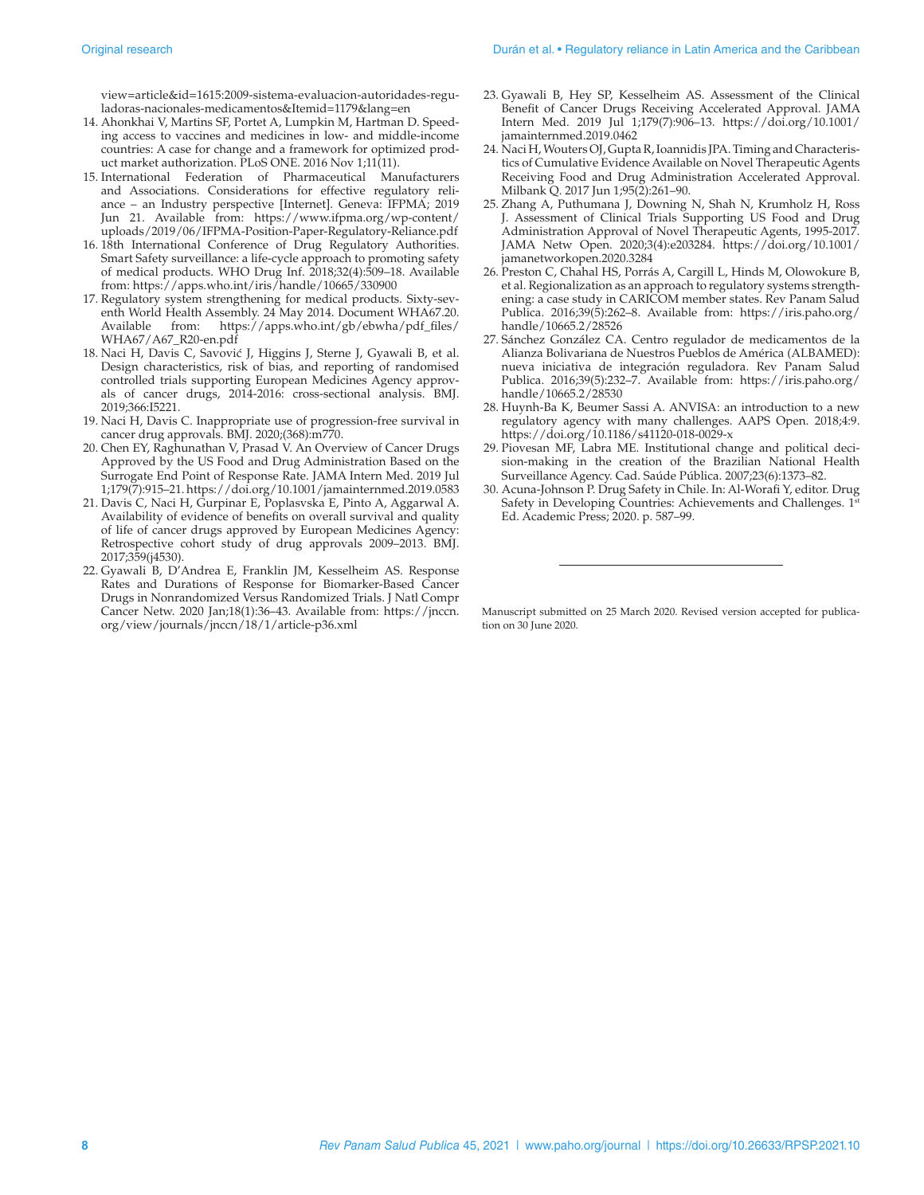view=article&id=1615:2009-sistema-evaluacion-autoridades-reguladoras-nacionales-medicamentos&Itemid=1179&lang=en

14. Ahonkhai V, Martins SF, Portet A, Lumpkin M, Hartman D. Speeding access to vaccines and medicines in low- and middle-income countries: A case for change and a framework for optimized product market authorization. PLoS ONE. 2016 Nov 1;11(11).
15. International Federation of Pharmaceutical Manufacturers and Associations. Considerations for effective regulatory reliance – an Industry perspective [Internet]. Geneva: IFPMA; 2019 Jun 21. Available from: https://www.ifpma.org/wp-content/uploads/2019/06/IFPMA-Position-Paper-Regulatory-Reliance.pdf
16. 18th International Conference of Drug Regulatory Authorities. Smart Safety surveillance: a life-cycle approach to promoting safety of medical products. WHO Drug Inf. 2018;32(4):509–18. Available from: https://apps.who.int/iris/handle/10665/330900
17. Regulatory system strengthening for medical products. Sixty-seventh World Health Assembly. 24 May 2014. Document WHA67.20. Available from: https://apps.who.int/gb/ebwha/pdf_files/WHA67/A67_R20-en.pdf
18. Naci H, Davis C, Savović J, Higgins J, Sterne J, Gyawali B, et al. Design characteristics, risk of bias, and reporting of randomised controlled trials supporting European Medicines Agency approvals of cancer drugs, 2014-2016: cross-sectional analysis. BMJ. 2019;366:I5221.
19. Naci H, Davis C. Inappropriate use of progression-free survival in cancer drug approvals. BMJ. 2020;(368):m770.
20. Chen EY, Raghunathan V, Prasad V. An Overview of Cancer Drugs Approved by the US Food and Drug Administration Based on the Surrogate End Point of Response Rate. JAMA Intern Med. 2019 Jul 1;179(7):915–21. https://doi.org/10.1001/jamainternmed.2019.0583
21. Davis C, Naci H, Gurpinar E, Poplasvska E, Pinto A, Aggarwal A. Availability of evidence of benefits on overall survival and quality of life of cancer drugs approved by European Medicines Agency: Retrospective cohort study of drug approvals 2009–2013. BMJ. 2017;359(j4530).
22. Gyawali B, D'Andrea E, Franklin JM, Kesselheim AS. Response Rates and Durations of Response for Biomarker-Based Cancer Drugs in Nonrandomized Versus Randomized Trials. J Natl Compr Cancer Netw. 2020 Jan;18(1):36–43. Available from: https://jnccn.org/view/journals/jnccn/18/1/article-p36.xml
23. Gyawali B, Hey SP, Kesselheim AS. Assessment of the Clinical Benefit of Cancer Drugs Receiving Accelerated Approval. JAMA Intern Med. 2019 Jul 1;179(7):906–13. https://doi.org/10.1001/jamainternmed.2019.0462
24. Naci H, Wouters OJ, Gupta R, Ioannidis JPA. Timing and Characteristics of Cumulative Evidence Available on Novel Therapeutic Agents Receiving Food and Drug Administration Accelerated Approval. Milbank Q. 2017 Jun 1;95(2):261–90.
25. Zhang A, Puthumana J, Downing N, Shah N, Krumholz H, Ross J. Assessment of Clinical Trials Supporting US Food and Drug Administration Approval of Novel Therapeutic Agents, 1995-2017. JAMA Netw Open. 2020;3(4):e203284. https://doi.org/10.1001/jamanetworkopen.2020.3284
26. Preston C, Chahal HS, Porrás A, Cargill L, Hinds M, Olowokure B, et al. Regionalization as an approach to regulatory systems strengthening: a case study in CARICOM member states. Rev Panam Salud Publica. 2016;39(5):262–8. Available from: https://iris.paho.org/handle/10665.2/28526
27. Sánchez González CA. Centro regulador de medicamentos de la Alianza Bolivariana de Nuestros Pueblos de América (ALBAMED): nueva iniciativa de integración reguladora. Rev Panam Salud Publica. 2016;39(5):232–7. Available from: https://iris.paho.org/handle/10665.2/28530
28. Huynh-Ba K, Beumer Sassi A. ANVISA: an introduction to a new regulatory agency with many challenges. AAPS Open. 2018;4:9. https://doi.org/10.1186/s41120-018-0029-x
29. Piovesan MF, Labra ME. Institutional change and political decision-making in the creation of the Brazilian National Health Surveillance Agency. Cad. Saúde Pública. 2007;23(6):1373–82.
30. Acuna-Johnson P. Drug Safety in Chile. In: Al-Worafi Y, editor. Drug Safety in Developing Countries: Achievements and Challenges. 1st Ed. Academic Press; 2020. p. 587–99.

---

Manuscript submitted on 25 March 2020. Revised version accepted for publication on 30 June 2020.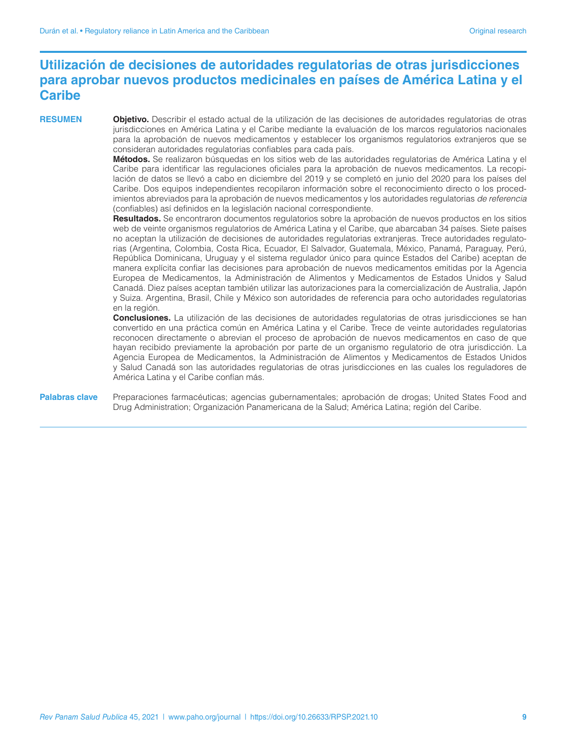# Utilización de decisiones de autoridades regulatorias de otras jurisdicciones para aprobar nuevos productos medicinales en países de América Latina y el Caribe

**RESUMEN**

**Objetivo.** Describir el estado actual de la utilización de las decisiones de autoridades regulatorias de otras jurisdicciones en América Latina y el Caribe mediante la evaluación de los marcos regulatorios nacionales para la aprobación de nuevos medicamentos y establecer los organismos regulatorios extranjeros que se consideran autoridades regulatorias confiables para cada país.

**Métodos.** Se realizaron búsquedas en los sitios web de las autoridades regulatorias de América Latina y el Caribe para identificar las regulaciones oficiales para la aprobación de nuevos medicamentos. La recopilación de datos se llevó a cabo en diciembre del 2019 y se completó en junio del 2020 para los países del Caribe. Dos equipos independientes recopilaron información sobre el reconocimiento directo o los procedimientos abreviados para la aprobación de nuevos medicamentos y los autoridades regulatorias *de referencia* (confiables) así definidos en la legislación nacional correspondiente.

**Resultados.** Se encontraron documentos regulatorios sobre la aprobación de nuevos productos en los sitios web de veinte organismos regulatorios de América Latina y el Caribe, que abarcaban 34 países. Siete países no aceptan la utilización de decisiones de autoridades regulatorias extranjeras. Trece autoridades regulatorias (Argentina, Colombia, Costa Rica, Ecuador, El Salvador, Guatemala, México, Panamá, Paraguay, Perú, República Dominicana, Uruguay y el sistema regulador único para quince Estados del Caribe) aceptan de manera explícita confiar las decisiones para aprobación de nuevos medicamentos emitidas por la Agencia Europea de Medicamentos, la Administración de Alimentos y Medicamentos de Estados Unidos y Salud Canadá. Diez países aceptan también utilizar las autorizaciones para la comercialización de Australia, Japón y Suiza. Argentina, Brasil, Chile y México son autoridades de referencia para ocho autoridades regulatorias en la región.

**Conclusiones.** La utilización de las decisiones de autoridades regulatorias de otras jurisdicciones se han convertido en una práctica común en América Latina y el Caribe. Trece de veinte autoridades regulatorias reconocen directamente o abrevian el proceso de aprobación de nuevos medicamentos en caso de que hayan recibido previamente la aprobación por parte de un organismo regulatorio de otra jurisdicción. La Agencia Europea de Medicamentos, la Administración de Alimentos y Medicamentos de Estados Unidos y Salud Canadá son las autoridades regulatorias de otras jurisdicciones en las cuales los reguladores de América Latina y el Caribe confían más.

**Palabras clave** Preparaciones farmacéuticas; agencias gubernamentales; aprobación de drogas; United States Food and Drug Administration; Organización Panamericana de la Salud; América Latina; región del Caribe.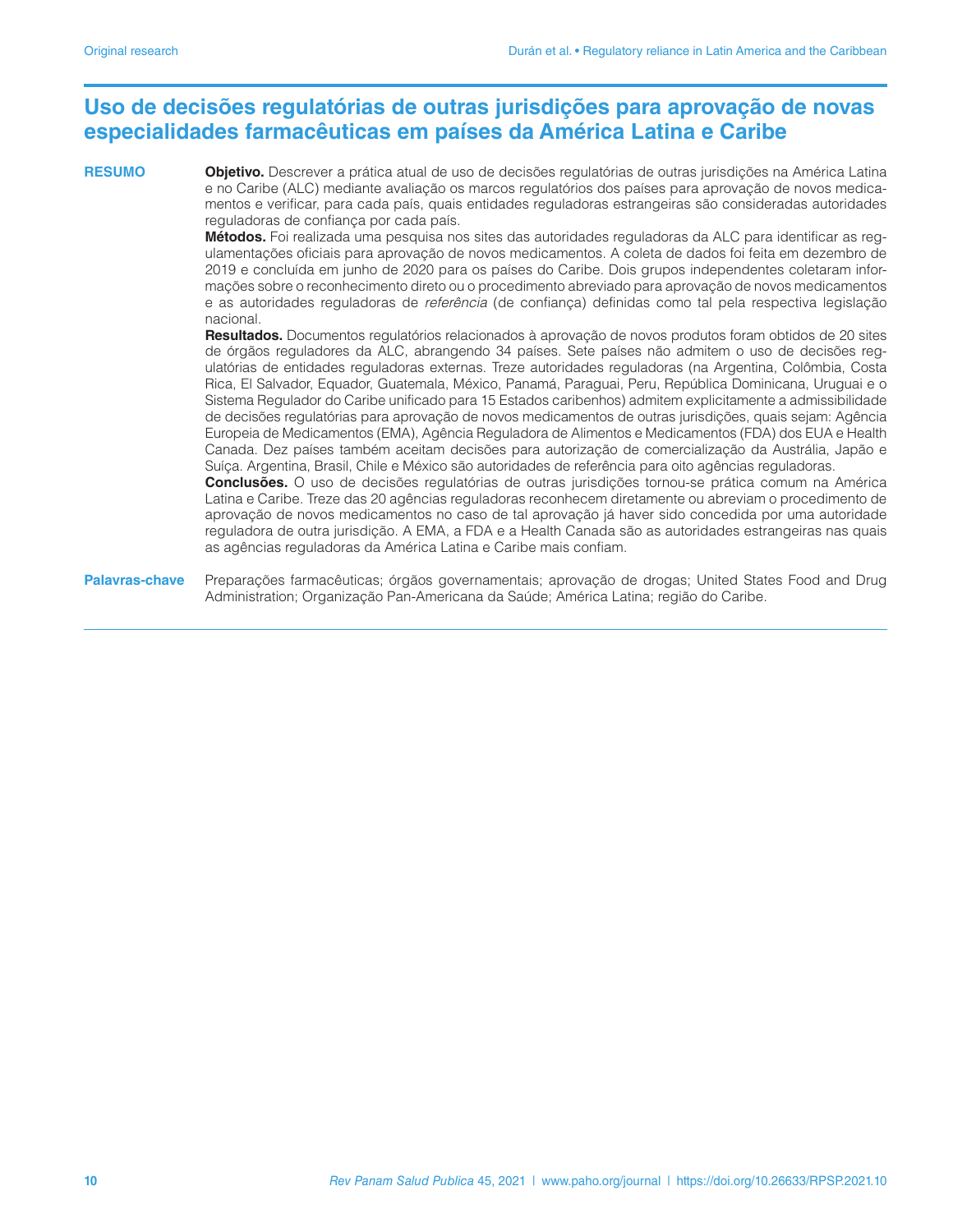# Uso de decisões regulatórias de outras jurisdições para aprovação de novas especialidades farmacêuticas em países da América Latina e Caribe

**RESUMO**

**Objetivo.** Descrever a prática atual de uso de decisões regulatórias de outras jurisdições na América Latina e no Caribe (ALC) mediante avaliação os marcos regulatórios dos países para aprovação de novos medicamentos e verificar, para cada país, quais entidades reguladoras estrangeiras são consideradas autoridades reguladoras de confiança por cada país.

**Métodos.** Foi realizada uma pesquisa nos sites das autoridades reguladoras da ALC para identificar as regulamentações oficiais para aprovação de novos medicamentos. A coleta de dados foi feita em dezembro de 2019 e concluída em junho de 2020 para os países do Caribe. Dois grupos independentes coletaram informações sobre o reconhecimento direto ou o procedimento abreviado para aprovação de novos medicamentos e as autoridades reguladoras de *referência* (de confiança) definidas como tal pela respectiva legislação nacional.

**Resultados.** Documentos regulatórios relacionados à aprovação de novos produtos foram obtidos de 20 sites de órgãos reguladores da ALC, abrangendo 34 países. Sete países não admitem o uso de decisões regulatórias de entidades reguladoras externas. Treze autoridades reguladoras (na Argentina, Colômbia, Costa Rica, El Salvador, Equador, Guatemala, México, Panamá, Paraguai, Peru, República Dominicana, Uruguai e o Sistema Regulador do Caribe unificado para 15 Estados caribenhos) admitem explicitamente a admissibilidade de decisões regulatórias para aprovação de novos medicamentos de outras jurisdições, quais sejam: Agência Europeia de Medicamentos (EMA), Agência Reguladora de Alimentos e Medicamentos (FDA) dos EUA e Health Canada. Dez países também aceitam decisões para autorização de comercialização da Austrália, Japão e Suíça. Argentina, Brasil, Chile e México são autoridades de referência para oito agências reguladoras.

**Conclusões.** O uso de decisões regulatórias de outras jurisdições tornou-se prática comum na América Latina e Caribe. Treze das 20 agências reguladoras reconhecem diretamente ou abreviam o procedimento de aprovação de novos medicamentos no caso de tal aprovação já haver sido concedida por uma autoridade reguladora de outra jurisdição. A EMA, a FDA e a Health Canada são as autoridades estrangeiras nas quais as agências reguladoras da América Latina e Caribe mais confiam.

**Palavras-chave** Preparações farmacêuticas; órgãos governamentais; aprovação de drogas; United States Food and Drug Administration; Organização Pan-Americana da Saúde; América Latina; região do Caribe.